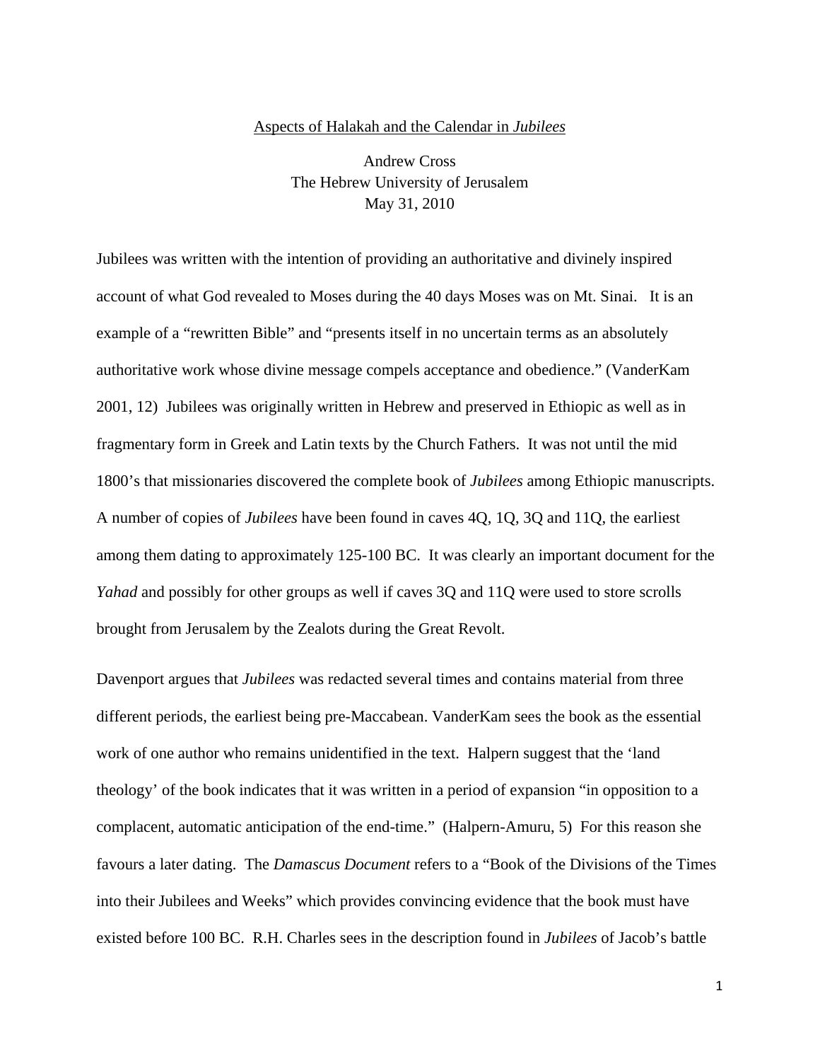# Aspects of Halakah and the Calendar in *Jubilees*

Andrew Cross
The Hebrew University of Jerusalem
May 31, 2010

Jubilees was written with the intention of providing an authoritative and divinely inspired account of what God revealed to Moses during the 40 days Moses was on Mt. Sinai. It is an example of a "rewritten Bible" and "presents itself in no uncertain terms as an absolutely authoritative work whose divine message compels acceptance and obedience." (VanderKam 2001, 12) Jubilees was originally written in Hebrew and preserved in Ethiopic as well as in fragmentary form in Greek and Latin texts by the Church Fathers. It was not until the mid 1800's that missionaries discovered the complete book of *Jubilees* among Ethiopic manuscripts. A number of copies of *Jubilees* have been found in caves 4Q, 1Q, 3Q and 11Q, the earliest among them dating to approximately 125-100 BC. It was clearly an important document for the *Yahad* and possibly for other groups as well if caves 3Q and 11Q were used to store scrolls brought from Jerusalem by the Zealots during the Great Revolt.

Davenport argues that *Jubilees* was redacted several times and contains material from three different periods, the earliest being pre-Maccabean. VanderKam sees the book as the essential work of one author who remains unidentified in the text. Halpern suggest that the 'land theology' of the book indicates that it was written in a period of expansion "in opposition to a complacent, automatic anticipation of the end-time." (Halpern-Amuru, 5) For this reason she favours a later dating. The *Damascus Document* refers to a "Book of the Divisions of the Times into their Jubilees and Weeks" which provides convincing evidence that the book must have existed before 100 BC. R.H. Charles sees in the description found in *Jubilees* of Jacob's battle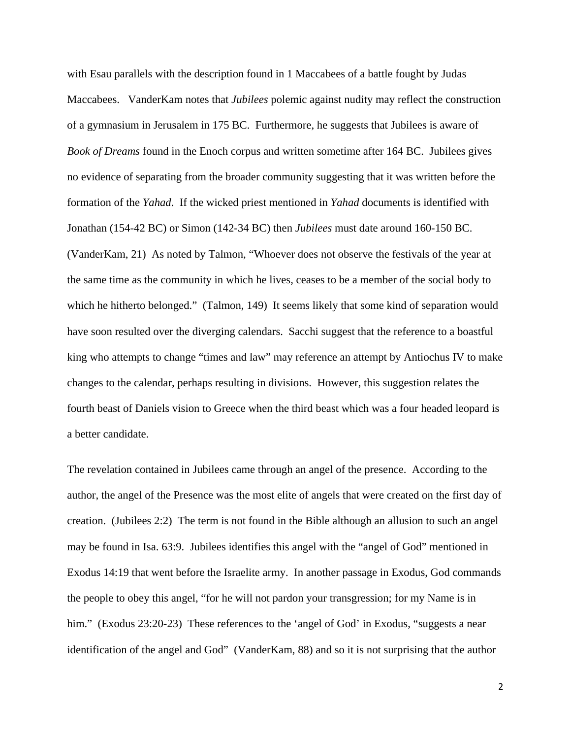with Esau parallels with the description found in 1 Maccabees of a battle fought by Judas Maccabees. VanderKam notes that *Jubilees* polemic against nudity may reflect the construction of a gymnasium in Jerusalem in 175 BC. Furthermore, he suggests that Jubilees is aware of *Book of Dreams* found in the Enoch corpus and written sometime after 164 BC. Jubilees gives no evidence of separating from the broader community suggesting that it was written before the formation of the *Yahad*. If the wicked priest mentioned in *Yahad* documents is identified with Jonathan (154-42 BC) or Simon (142-34 BC) then *Jubilees* must date around 160-150 BC. (VanderKam, 21) As noted by Talmon, "Whoever does not observe the festivals of the year at the same time as the community in which he lives, ceases to be a member of the social body to which he hitherto belonged." (Talmon, 149) It seems likely that some kind of separation would have soon resulted over the diverging calendars. Sacchi suggest that the reference to a boastful king who attempts to change "times and law" may reference an attempt by Antiochus IV to make changes to the calendar, perhaps resulting in divisions. However, this suggestion relates the fourth beast of Daniels vision to Greece when the third beast which was a four headed leopard is a better candidate.

The revelation contained in Jubilees came through an angel of the presence. According to the author, the angel of the Presence was the most elite of angels that were created on the first day of creation. (Jubilees 2:2) The term is not found in the Bible although an allusion to such an angel may be found in Isa. 63:9. Jubilees identifies this angel with the "angel of God" mentioned in Exodus 14:19 that went before the Israelite army. In another passage in Exodus, God commands the people to obey this angel, "for he will not pardon your transgression; for my Name is in him." (Exodus 23:20-23) These references to the 'angel of God' in Exodus, "suggests a near identification of the angel and God" (VanderKam, 88) and so it is not surprising that the author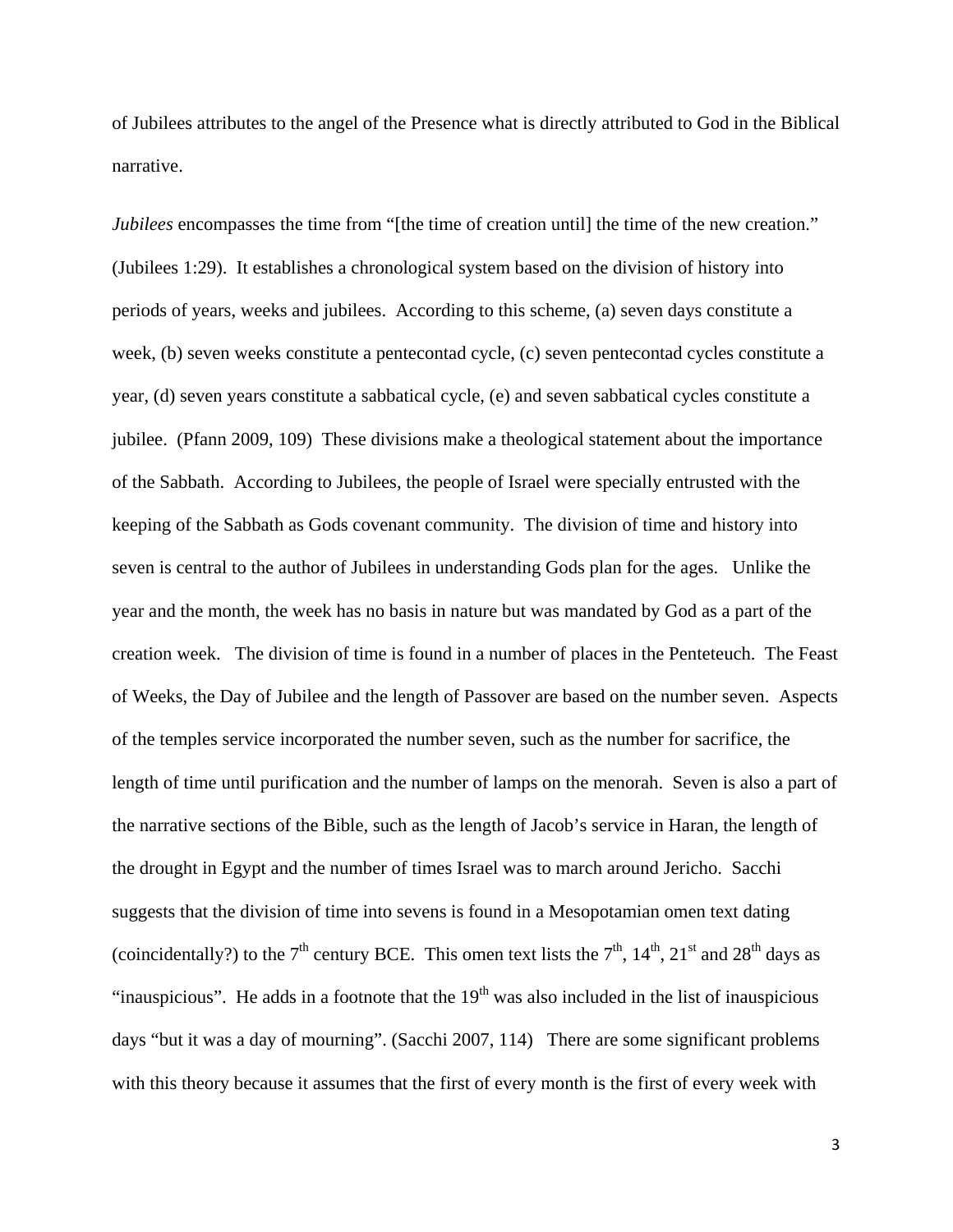of Jubilees attributes to the angel of the Presence what is directly attributed to God in the Biblical narrative.

*Jubilees* encompasses the time from "[the time of creation until] the time of the new creation." (Jubilees 1:29). It establishes a chronological system based on the division of history into periods of years, weeks and jubilees. According to this scheme, (a) seven days constitute a week, (b) seven weeks constitute a pentecontad cycle, (c) seven pentecontad cycles constitute a year, (d) seven years constitute a sabbatical cycle, (e) and seven sabbatical cycles constitute a jubilee. (Pfann 2009, 109) These divisions make a theological statement about the importance of the Sabbath. According to Jubilees, the people of Israel were specially entrusted with the keeping of the Sabbath as Gods covenant community. The division of time and history into seven is central to the author of Jubilees in understanding Gods plan for the ages. Unlike the year and the month, the week has no basis in nature but was mandated by God as a part of the creation week. The division of time is found in a number of places in the Penteteuch. The Feast of Weeks, the Day of Jubilee and the length of Passover are based on the number seven. Aspects of the temples service incorporated the number seven, such as the number for sacrifice, the length of time until purification and the number of lamps on the menorah. Seven is also a part of the narrative sections of the Bible, such as the length of Jacob's service in Haran, the length of the drought in Egypt and the number of times Israel was to march around Jericho. Sacchi suggests that the division of time into sevens is found in a Mesopotamian omen text dating (coincidentally?) to the 7th century BCE. This omen text lists the 7th, 14th, 21st and 28th days as "inauspicious". He adds in a footnote that the 19th was also included in the list of inauspicious days "but it was a day of mourning". (Sacchi 2007, 114) There are some significant problems with this theory because it assumes that the first of every month is the first of every week with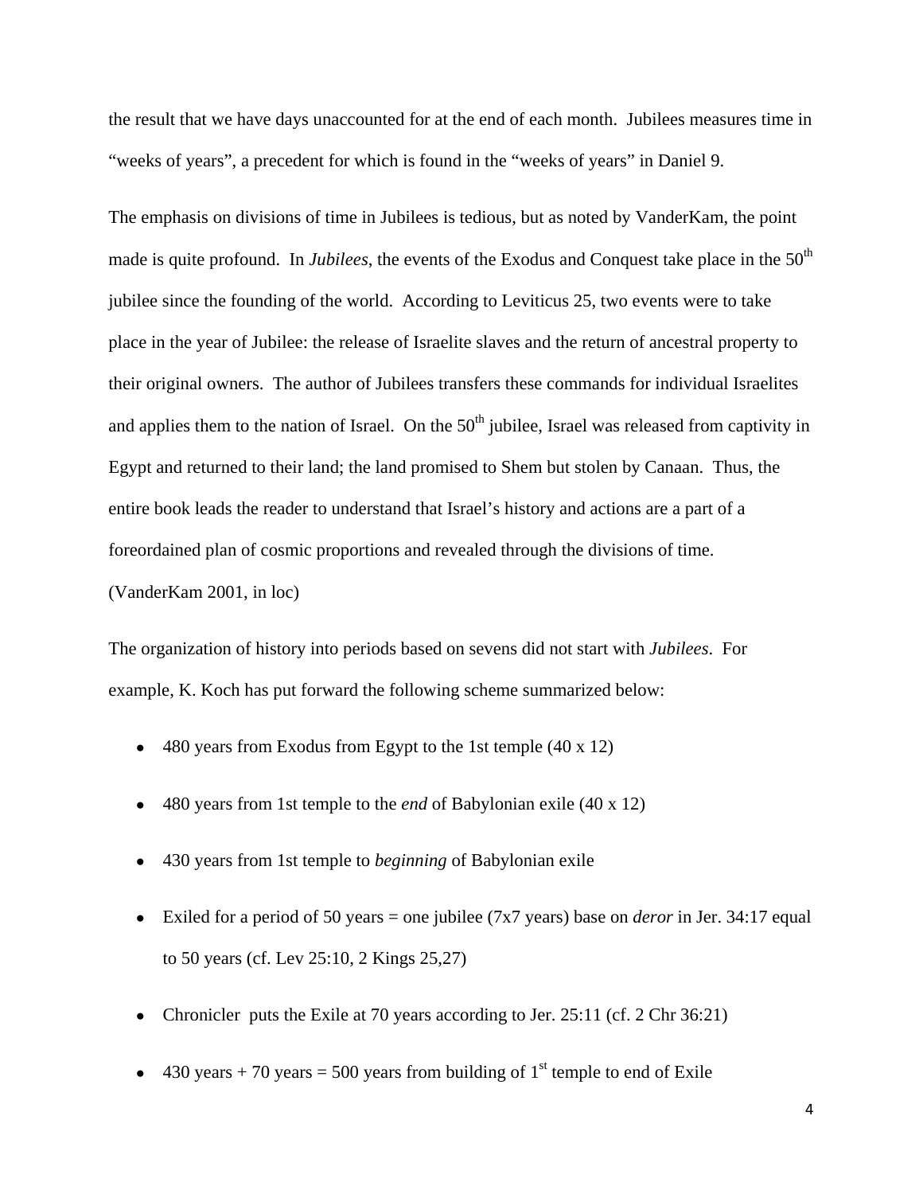the result that we have days unaccounted for at the end of each month. Jubilees measures time in "weeks of years", a precedent for which is found in the "weeks of years" in Daniel 9.

The emphasis on divisions of time in Jubilees is tedious, but as noted by VanderKam, the point made is quite profound. In *Jubilees*, the events of the Exodus and Conquest take place in the 50th jubilee since the founding of the world. According to Leviticus 25, two events were to take place in the year of Jubilee: the release of Israelite slaves and the return of ancestral property to their original owners. The author of Jubilees transfers these commands for individual Israelites and applies them to the nation of Israel. On the 50th jubilee, Israel was released from captivity in Egypt and returned to their land; the land promised to Shem but stolen by Canaan. Thus, the entire book leads the reader to understand that Israel's history and actions are a part of a foreordained plan of cosmic proportions and revealed through the divisions of time. (VanderKam 2001, in loc)

The organization of history into periods based on sevens did not start with *Jubilees*. For example, K. Koch has put forward the following scheme summarized below:

- 480 years from Exodus from Egypt to the 1st temple (40 x 12)
- 480 years from 1st temple to the *end* of Babylonian exile (40 x 12)
- 430 years from 1st temple to *beginning* of Babylonian exile
- Exiled for a period of 50 years = one jubilee (7x7 years) base on *deror* in Jer. 34:17 equal to 50 years (cf. Lev 25:10, 2 Kings 25,27)
- Chronicler puts the Exile at 70 years according to Jer. 25:11 (cf. 2 Chr 36:21)
- 430 years + 70 years = 500 years from building of 1st temple to end of Exile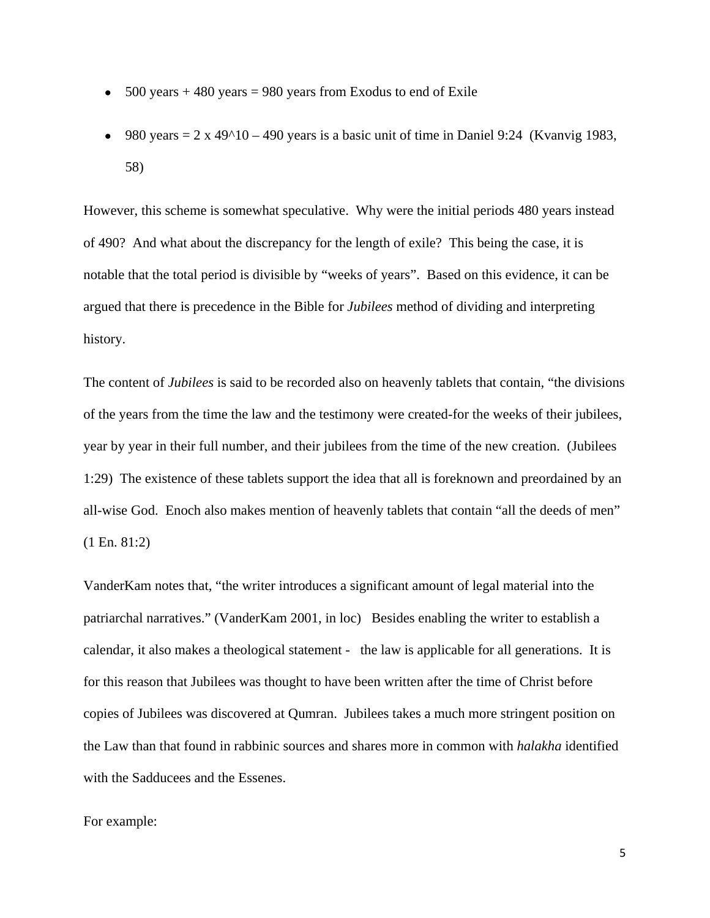- 500 years + 480 years = 980 years from Exodus to end of Exile
- 980 years = 2 x $49^{10}$ – 490 years is a basic unit of time in Daniel 9:24 (Kvanvig 1983, 58)

However, this scheme is somewhat speculative. Why were the initial periods 480 years instead of 490? And what about the discrepancy for the length of exile? This being the case, it is notable that the total period is divisible by "weeks of years". Based on this evidence, it can be argued that there is precedence in the Bible for *Jubilees* method of dividing and interpreting history.

The content of *Jubilees* is said to be recorded also on heavenly tablets that contain, "the divisions of the years from the time the law and the testimony were created-for the weeks of their jubilees, year by year in their full number, and their jubilees from the time of the new creation. (Jubilees 1:29) The existence of these tablets support the idea that all is foreknown and preordained by an all-wise God. Enoch also makes mention of heavenly tablets that contain "all the deeds of men" (1 En. 81:2)

VanderKam notes that, "the writer introduces a significant amount of legal material into the patriarchal narratives." (VanderKam 2001, in loc) Besides enabling the writer to establish a calendar, it also makes a theological statement - the law is applicable for all generations. It is for this reason that Jubilees was thought to have been written after the time of Christ before copies of Jubilees was discovered at Qumran. Jubilees takes a much more stringent position on the Law than that found in rabbinic sources and shares more in common with *halakha* identified with the Sadducees and the Essenes.

For example: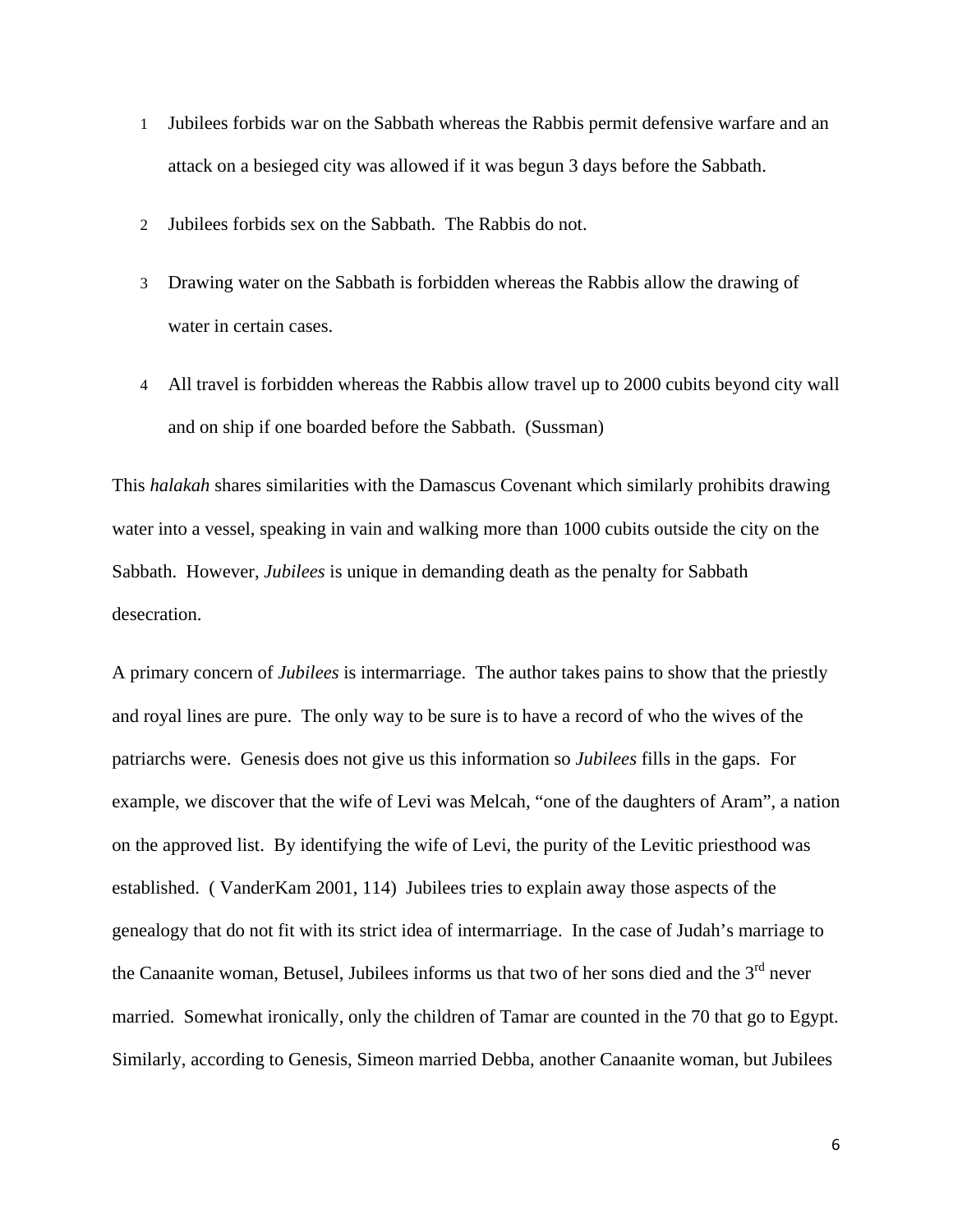1. Jubilees forbids war on the Sabbath whereas the Rabbis permit defensive warfare and an attack on a besieged city was allowed if it was begun 3 days before the Sabbath.
2. Jubilees forbids sex on the Sabbath. The Rabbis do not.
3. Drawing water on the Sabbath is forbidden whereas the Rabbis allow the drawing of water in certain cases.
4. All travel is forbidden whereas the Rabbis allow travel up to 2000 cubits beyond city wall and on ship if one boarded before the Sabbath. (Sussman)

This *halakah* shares similarities with the Damascus Covenant which similarly prohibits drawing water into a vessel, speaking in vain and walking more than 1000 cubits outside the city on the Sabbath. However, *Jubilees* is unique in demanding death as the penalty for Sabbath desecration.

A primary concern of *Jubilees* is intermarriage. The author takes pains to show that the priestly and royal lines are pure. The only way to be sure is to have a record of who the wives of the patriarchs were. Genesis does not give us this information so *Jubilees* fills in the gaps. For example, we discover that the wife of Levi was Melcah, "one of the daughters of Aram", a nation on the approved list. By identifying the wife of Levi, the purity of the Levitic priesthood was established. ( VanderKam 2001, 114) Jubilees tries to explain away those aspects of the genealogy that do not fit with its strict idea of intermarriage. In the case of Judah's marriage to the Canaanite woman, Betusel, Jubilees informs us that two of her sons died and the 3rd never married. Somewhat ironically, only the children of Tamar are counted in the 70 that go to Egypt. Similarly, according to Genesis, Simeon married Debba, another Canaanite woman, but Jubilees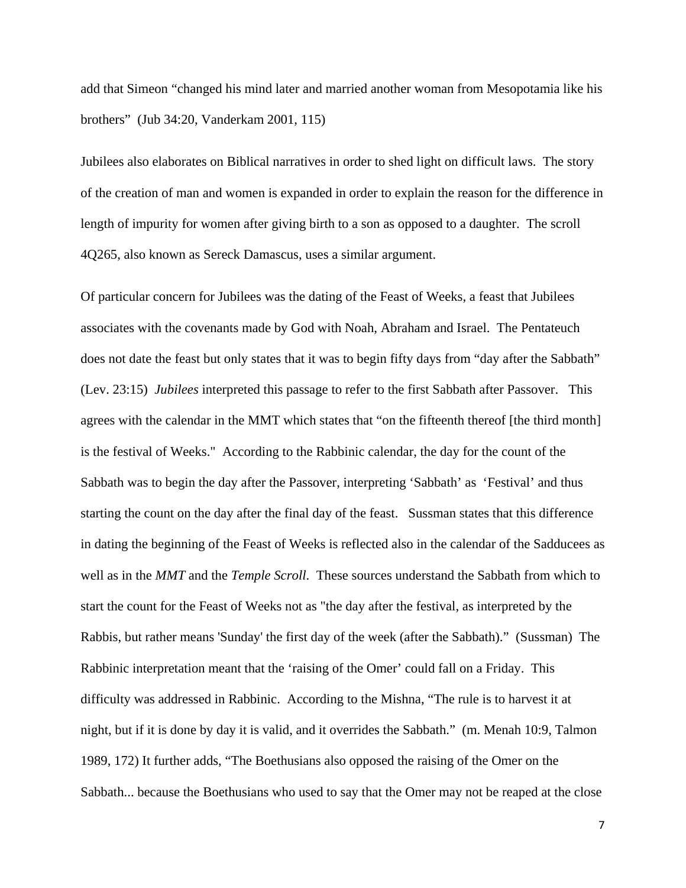add that Simeon "changed his mind later and married another woman from Mesopotamia like his brothers" (Jub 34:20, Vanderkam 2001, 115)

Jubilees also elaborates on Biblical narratives in order to shed light on difficult laws. The story of the creation of man and women is expanded in order to explain the reason for the difference in length of impurity for women after giving birth to a son as opposed to a daughter. The scroll 4Q265, also known as Sereck Damascus, uses a similar argument.

Of particular concern for Jubilees was the dating of the Feast of Weeks, a feast that Jubilees associates with the covenants made by God with Noah, Abraham and Israel. The Pentateuch does not date the feast but only states that it was to begin fifty days from "day after the Sabbath" (Lev. 23:15) *Jubilees* interpreted this passage to refer to the first Sabbath after Passover. This agrees with the calendar in the MMT which states that "on the fifteenth thereof [the third month] is the festival of Weeks." According to the Rabbinic calendar, the day for the count of the Sabbath was to begin the day after the Passover, interpreting 'Sabbath' as 'Festival' and thus starting the count on the day after the final day of the feast. Sussman states that this difference in dating the beginning of the Feast of Weeks is reflected also in the calendar of the Sadducees as well as in the *MMT* and the *Temple Scroll*. These sources understand the Sabbath from which to start the count for the Feast of Weeks not as "the day after the festival, as interpreted by the Rabbis, but rather means 'Sunday' the first day of the week (after the Sabbath)." (Sussman) The Rabbinic interpretation meant that the 'raising of the Omer' could fall on a Friday. This difficulty was addressed in Rabbinic. According to the Mishna, "The rule is to harvest it at night, but if it is done by day it is valid, and it overrides the Sabbath." (m. Menah 10:9, Talmon 1989, 172) It further adds, "The Boethusians also opposed the raising of the Omer on the Sabbath... because the Boethusians who used to say that the Omer may not be reaped at the close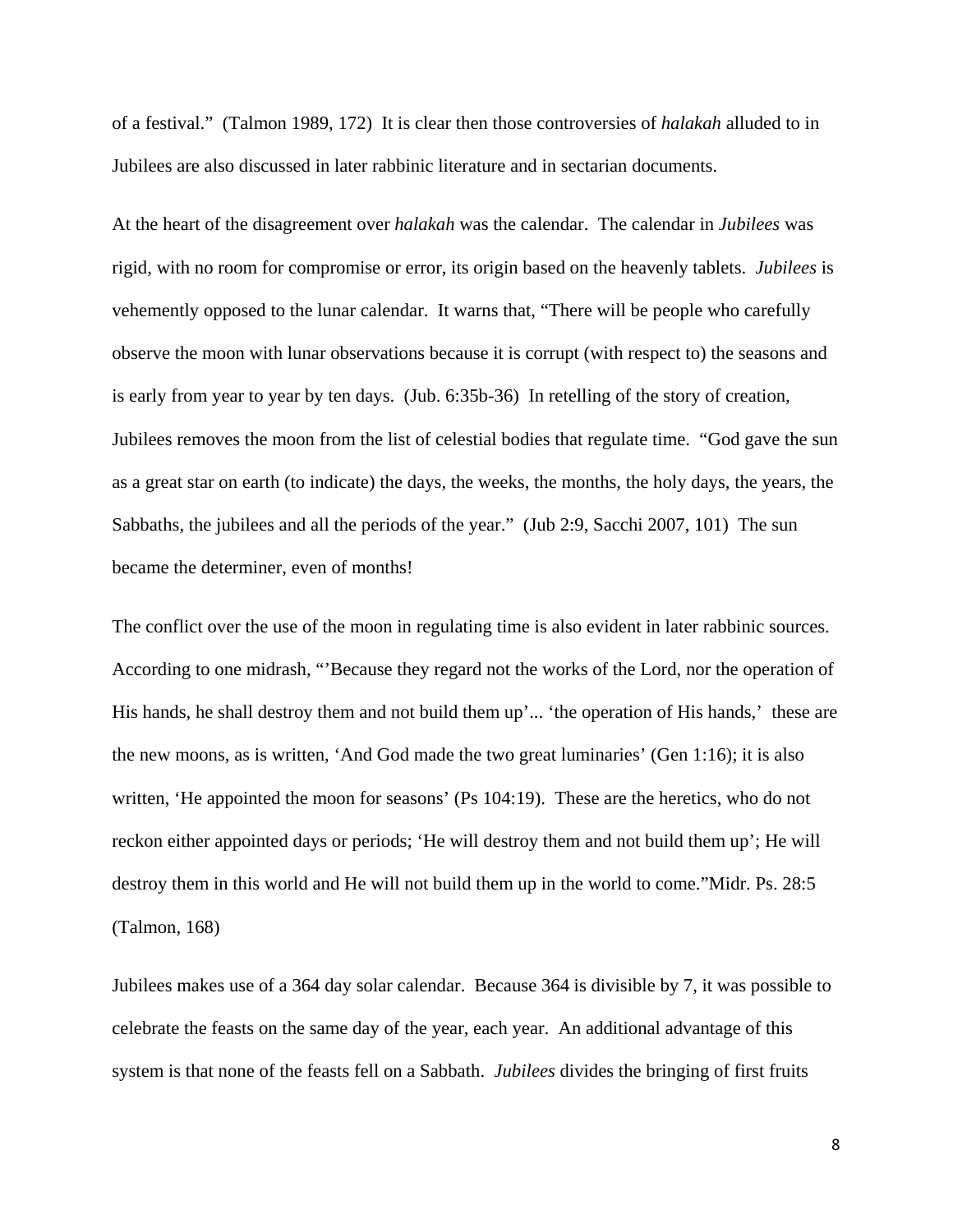of a festival." (Talmon 1989, 172) It is clear then those controversies of *halakah* alluded to in Jubilees are also discussed in later rabbinic literature and in sectarian documents.

At the heart of the disagreement over *halakah* was the calendar. The calendar in *Jubilees* was rigid, with no room for compromise or error, its origin based on the heavenly tablets. *Jubilees* is vehemently opposed to the lunar calendar. It warns that, "There will be people who carefully observe the moon with lunar observations because it is corrupt (with respect to) the seasons and is early from year to year by ten days. (Jub. 6:35b-36) In retelling of the story of creation, Jubilees removes the moon from the list of celestial bodies that regulate time. "God gave the sun as a great star on earth (to indicate) the days, the weeks, the months, the holy days, the years, the Sabbaths, the jubilees and all the periods of the year." (Jub 2:9, Sacchi 2007, 101) The sun became the determiner, even of months!

The conflict over the use of the moon in regulating time is also evident in later rabbinic sources. According to one midrash, "'Because they regard not the works of the Lord, nor the operation of His hands, he shall destroy them and not build them up'... 'the operation of His hands,' these are the new moons, as is written, 'And God made the two great luminaries' (Gen 1:16); it is also written, 'He appointed the moon for seasons' (Ps 104:19). These are the heretics, who do not reckon either appointed days or periods; 'He will destroy them and not build them up'; He will destroy them in this world and He will not build them up in the world to come."Midr. Ps. 28:5 (Talmon, 168)

Jubilees makes use of a 364 day solar calendar. Because 364 is divisible by 7, it was possible to celebrate the feasts on the same day of the year, each year. An additional advantage of this system is that none of the feasts fell on a Sabbath. *Jubilees* divides the bringing of first fruits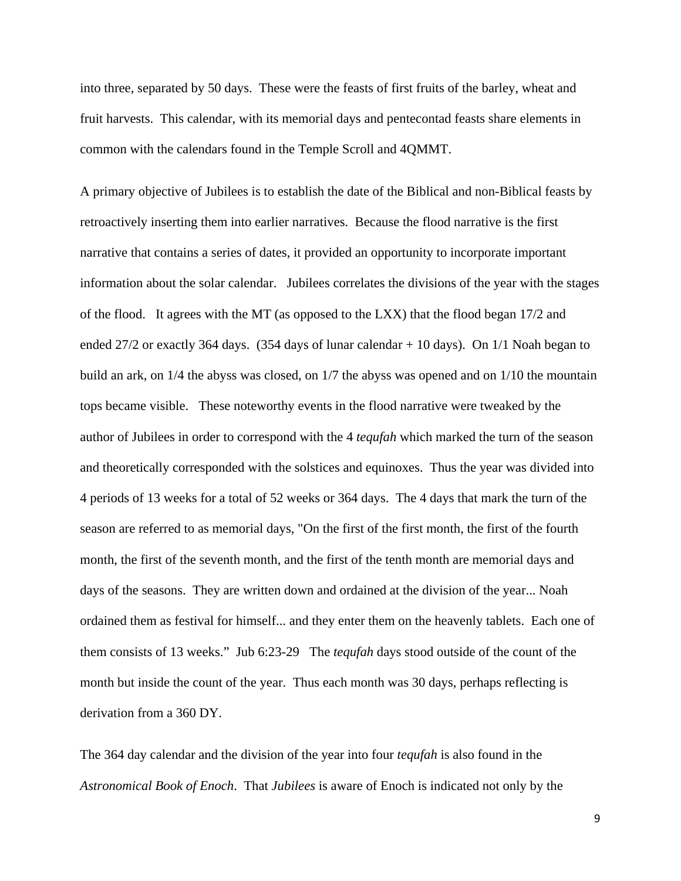into three, separated by 50 days. These were the feasts of first fruits of the barley, wheat and fruit harvests. This calendar, with its memorial days and pentecontad feasts share elements in common with the calendars found in the Temple Scroll and 4QMMT.

A primary objective of Jubilees is to establish the date of the Biblical and non-Biblical feasts by retroactively inserting them into earlier narratives. Because the flood narrative is the first narrative that contains a series of dates, it provided an opportunity to incorporate important information about the solar calendar. Jubilees correlates the divisions of the year with the stages of the flood. It agrees with the MT (as opposed to the LXX) that the flood began 17/2 and ended 27/2 or exactly 364 days. (354 days of lunar calendar + 10 days). On 1/1 Noah began to build an ark, on 1/4 the abyss was closed, on 1/7 the abyss was opened and on 1/10 the mountain tops became visible. These noteworthy events in the flood narrative were tweaked by the author of Jubilees in order to correspond with the 4 *tequfah* which marked the turn of the season and theoretically corresponded with the solstices and equinoxes. Thus the year was divided into 4 periods of 13 weeks for a total of 52 weeks or 364 days. The 4 days that mark the turn of the season are referred to as memorial days, "On the first of the first month, the first of the fourth month, the first of the seventh month, and the first of the tenth month are memorial days and days of the seasons. They are written down and ordained at the division of the year... Noah ordained them as festival for himself... and they enter them on the heavenly tablets. Each one of them consists of 13 weeks." Jub 6:23-29 The *tequfah* days stood outside of the count of the month but inside the count of the year. Thus each month was 30 days, perhaps reflecting is derivation from a 360 DY.

The 364 day calendar and the division of the year into four *tequfah* is also found in the *Astronomical Book of Enoch*. That *Jubilees* is aware of Enoch is indicated not only by the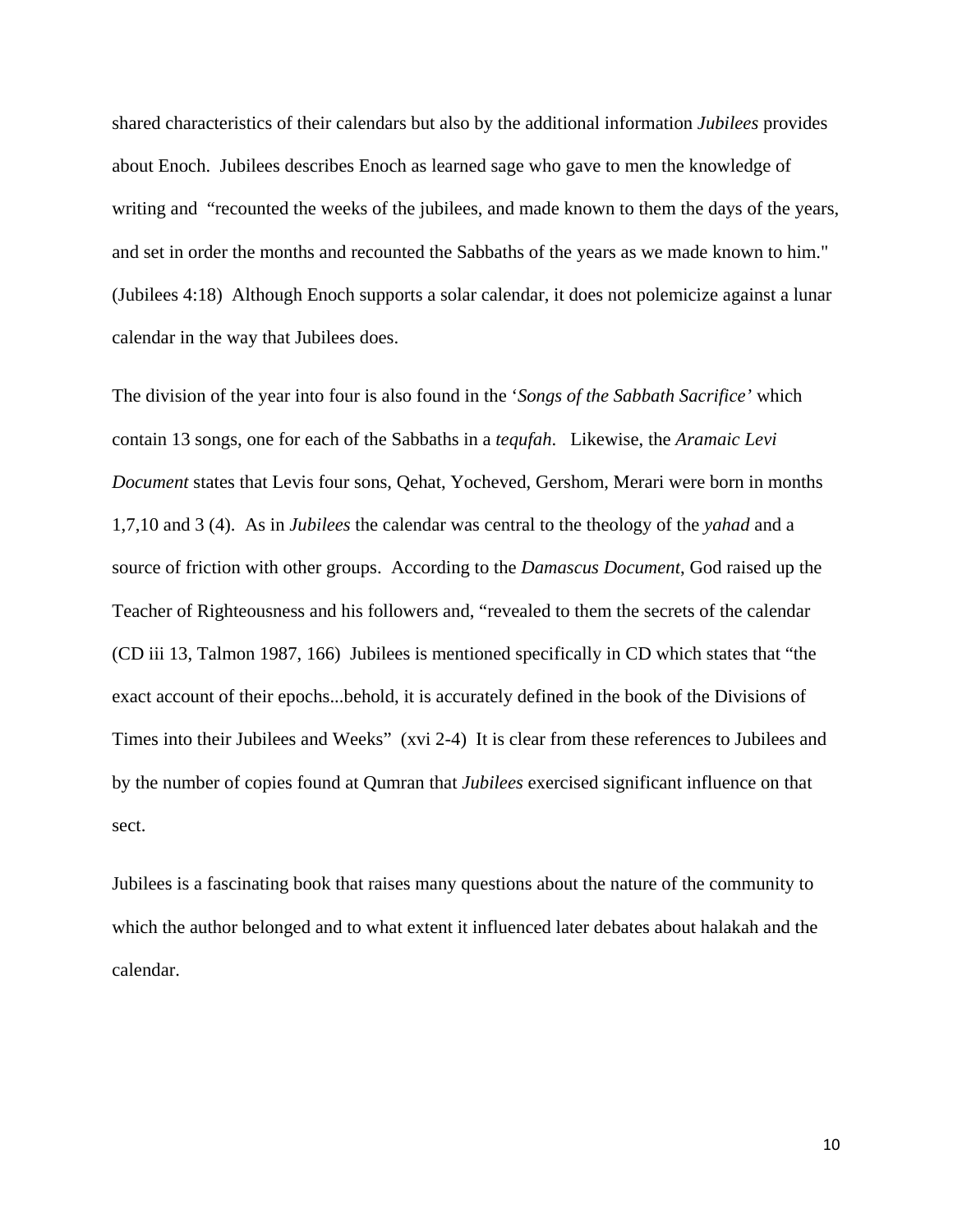shared characteristics of their calendars but also by the additional information *Jubilees* provides about Enoch. Jubilees describes Enoch as learned sage who gave to men the knowledge of writing and "recounted the weeks of the jubilees, and made known to them the days of the years, and set in order the months and recounted the Sabbaths of the years as we made known to him." (Jubilees 4:18) Although Enoch supports a solar calendar, it does not polemicize against a lunar calendar in the way that Jubilees does.

The division of the year into four is also found in the '*Songs of the Sabbath Sacrifice'* which contain 13 songs, one for each of the Sabbaths in a *tequfah*. Likewise, the *Aramaic Levi Document* states that Levis four sons, Qehat, Yocheved, Gershom, Merari were born in months 1,7,10 and 3 (4). As in *Jubilees* the calendar was central to the theology of the *yahad* and a source of friction with other groups. According to the *Damascus Document*, God raised up the Teacher of Righteousness and his followers and, "revealed to them the secrets of the calendar (CD iii 13, Talmon 1987, 166) Jubilees is mentioned specifically in CD which states that "the exact account of their epochs...behold, it is accurately defined in the book of the Divisions of Times into their Jubilees and Weeks" (xvi 2-4) It is clear from these references to Jubilees and by the number of copies found at Qumran that *Jubilees* exercised significant influence on that sect.

Jubilees is a fascinating book that raises many questions about the nature of the community to which the author belonged and to what extent it influenced later debates about halakah and the calendar.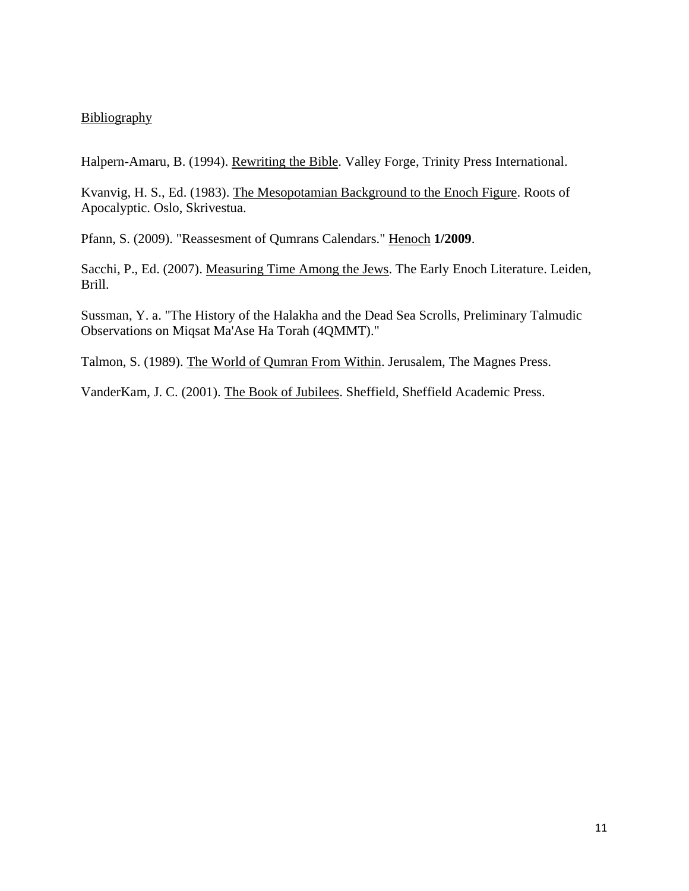## Bibliography

Halpern-Amaru, B. (1994). Rewriting the Bible. Valley Forge, Trinity Press International.

Kvanvig, H. S., Ed. (1983). The Mesopotamian Background to the Enoch Figure. Roots of Apocalyptic. Oslo, Skrivestua.

Pfann, S. (2009). "Reassesment of Qumrans Calendars." Henoch **1/2009**.

Sacchi, P., Ed. (2007). Measuring Time Among the Jews. The Early Enoch Literature. Leiden, Brill.

Sussman, Y. a. "The History of the Halakha and the Dead Sea Scrolls, Preliminary Talmudic Observations on Miqsat Ma'Ase Ha Torah (4QMMT)."

Talmon, S. (1989). The World of Qumran From Within. Jerusalem, The Magnes Press.

VanderKam, J. C. (2001). The Book of Jubilees. Sheffield, Sheffield Academic Press.